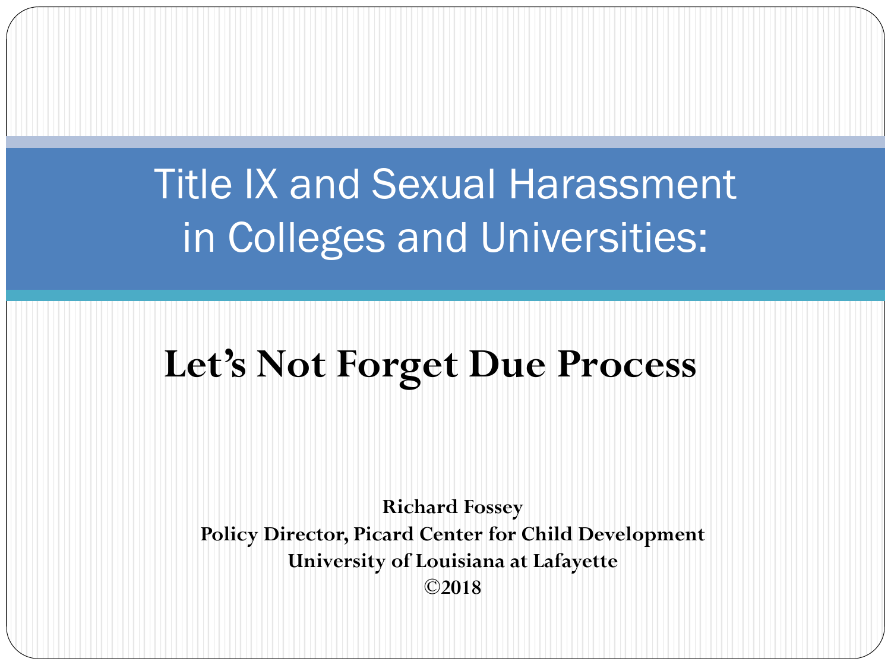# Title IX and Sexual Harassment in Colleges and Universities:

## Let's Not Forget Due Process

**Richard Fossey**
**Policy Director, Picard Center for Child Development**
**University of Louisiana at Lafayette**
**©2018**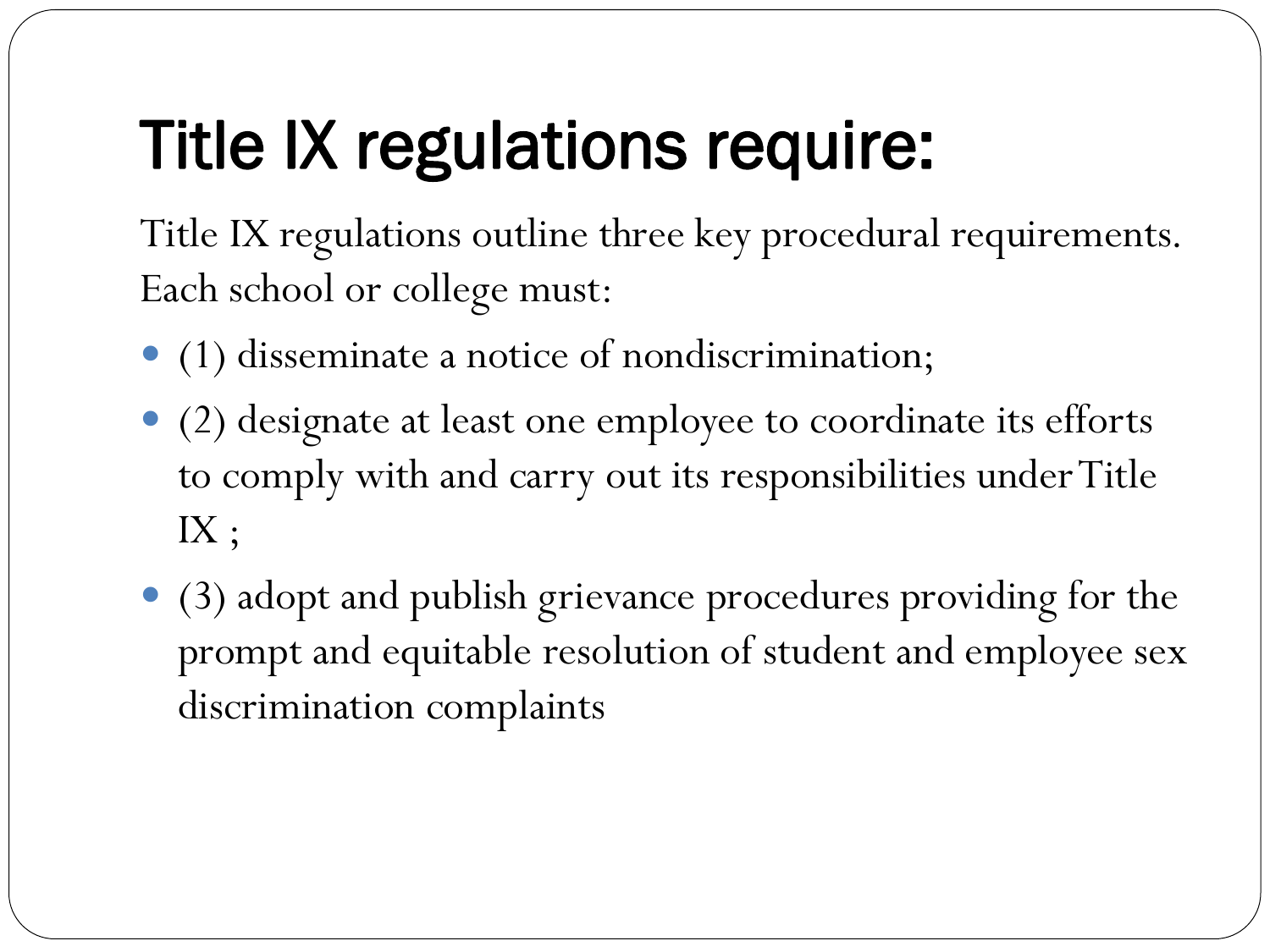# Title IX regulations require:

Title IX regulations outline three key procedural requirements. Each school or college must:

- (1) disseminate a notice of nondiscrimination;
- (2) designate at least one employee to coordinate its efforts to comply with and carry out its responsibilities under Title IX ;
- (3) adopt and publish grievance procedures providing for the prompt and equitable resolution of student and employee sex discrimination complaints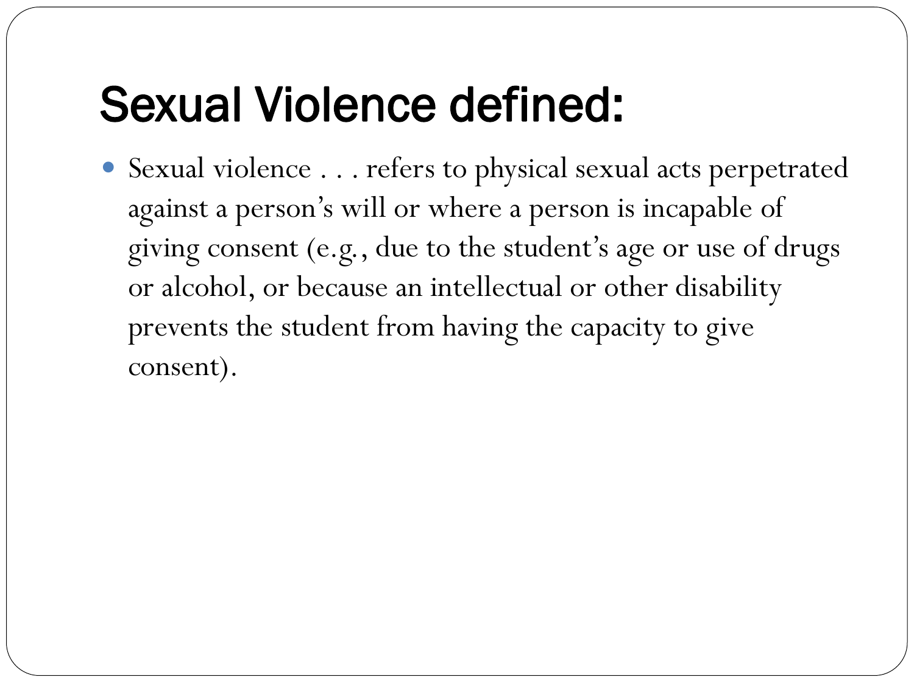# Sexual Violence defined:

- Sexual violence . . . refers to physical sexual acts perpetrated against a person's will or where a person is incapable of giving consent (e.g., due to the student's age or use of drugs or alcohol, or because an intellectual or other disability prevents the student from having the capacity to give consent).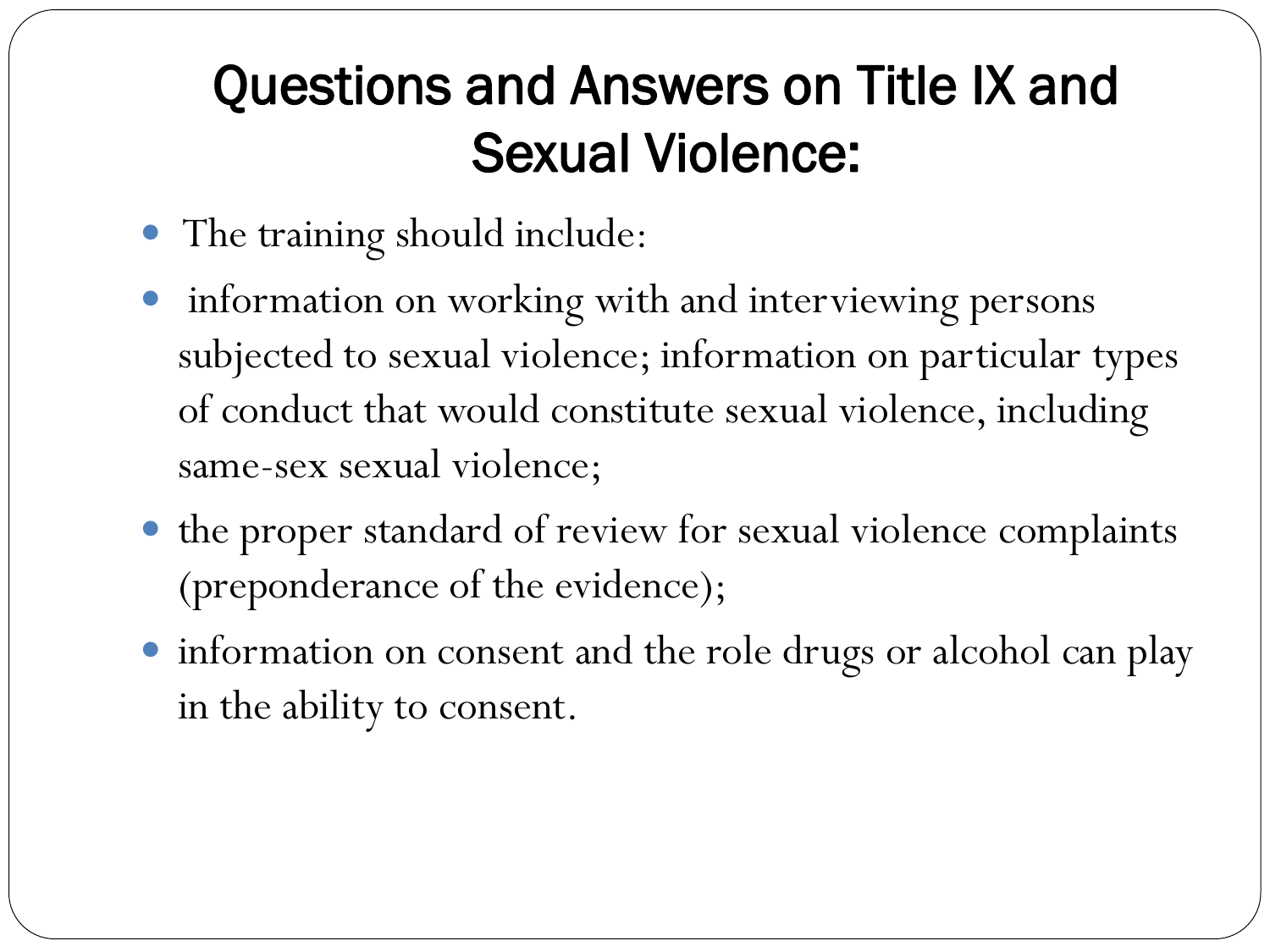# Questions and Answers on Title IX and Sexual Violence:

- The training should include:
- information on working with and interviewing persons subjected to sexual violence; information on particular types of conduct that would constitute sexual violence, including same-sex sexual violence;
- the proper standard of review for sexual violence complaints (preponderance of the evidence);
- information on consent and the role drugs or alcohol can play in the ability to consent.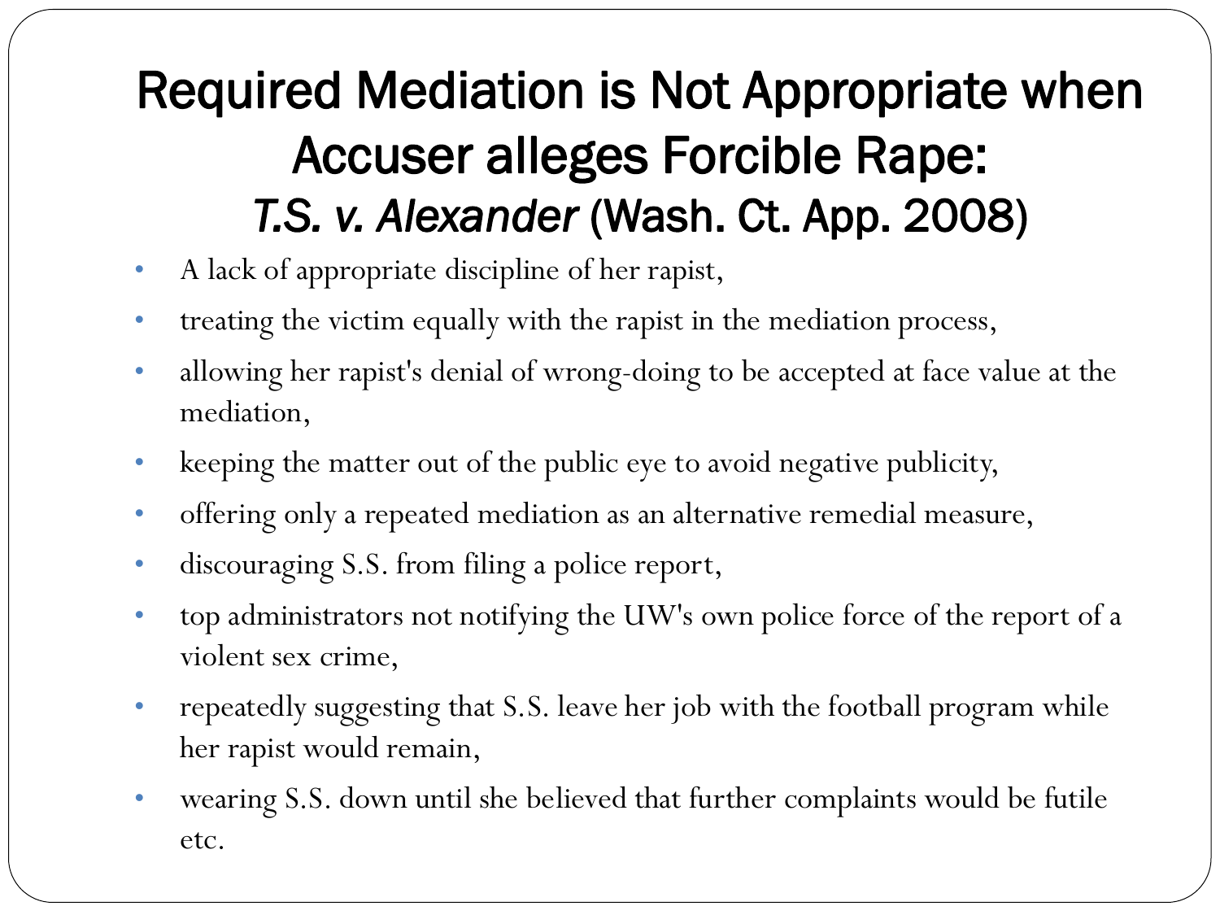# Required Mediation is Not Appropriate when Accuser alleges Forcible Rape: *T.S. v. Alexander* (Wash. Ct. App. 2008)

- A lack of appropriate discipline of her rapist,
- treating the victim equally with the rapist in the mediation process,
- allowing her rapist's denial of wrong-doing to be accepted at face value at the mediation,
- keeping the matter out of the public eye to avoid negative publicity,
- offering only a repeated mediation as an alternative remedial measure,
- discouraging S.S. from filing a police report,
- top administrators not notifying the UW's own police force of the report of a violent sex crime,
- repeatedly suggesting that S.S. leave her job with the football program while her rapist would remain,
- wearing S.S. down until she believed that further complaints would be futile etc.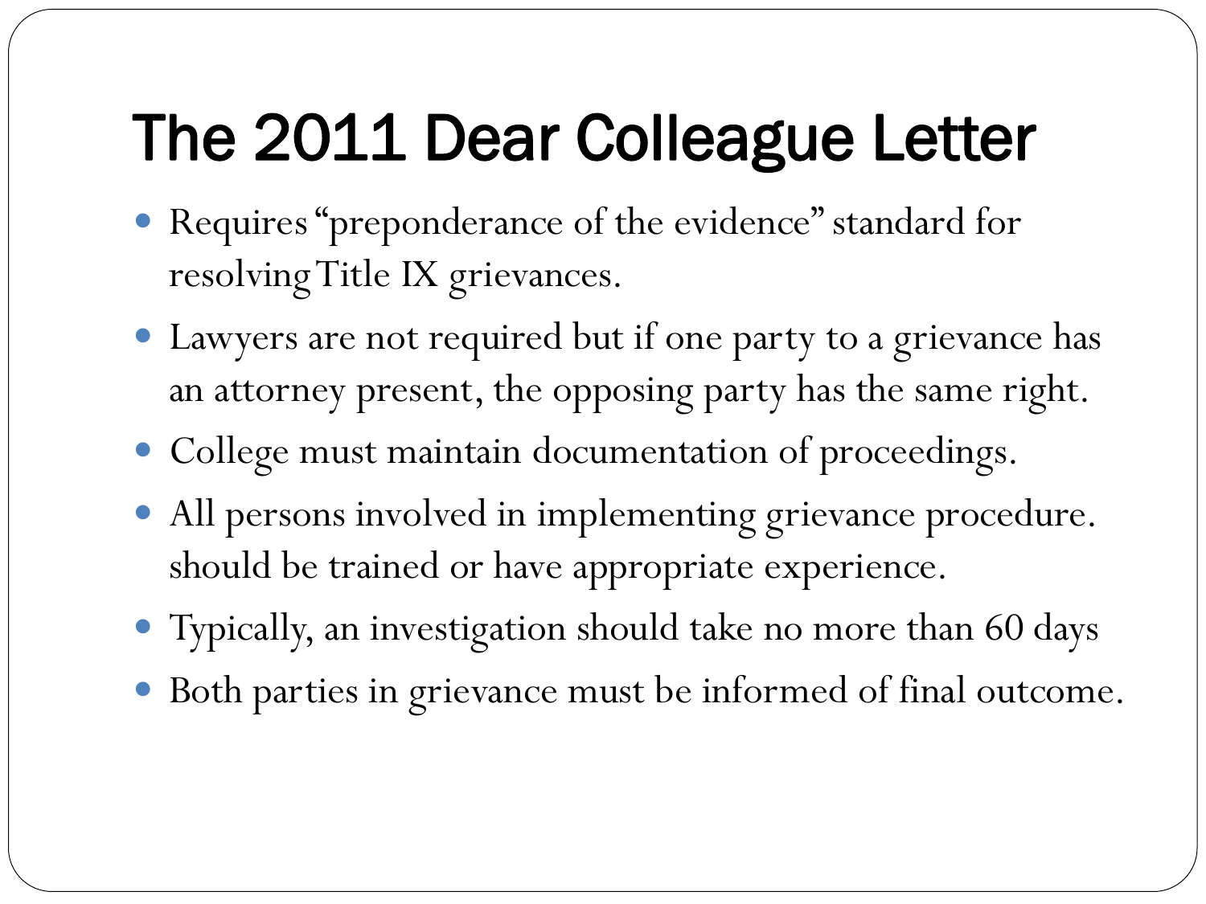# The 2011 Dear Colleague Letter

- Requires "preponderance of the evidence" standard for resolving Title IX grievances.
- Lawyers are not required but if one party to a grievance has an attorney present, the opposing party has the same right.
- College must maintain documentation of proceedings.
- All persons involved in implementing grievance procedure. should be trained or have appropriate experience.
- Typically, an investigation should take no more than 60 days
- Both parties in grievance must be informed of final outcome.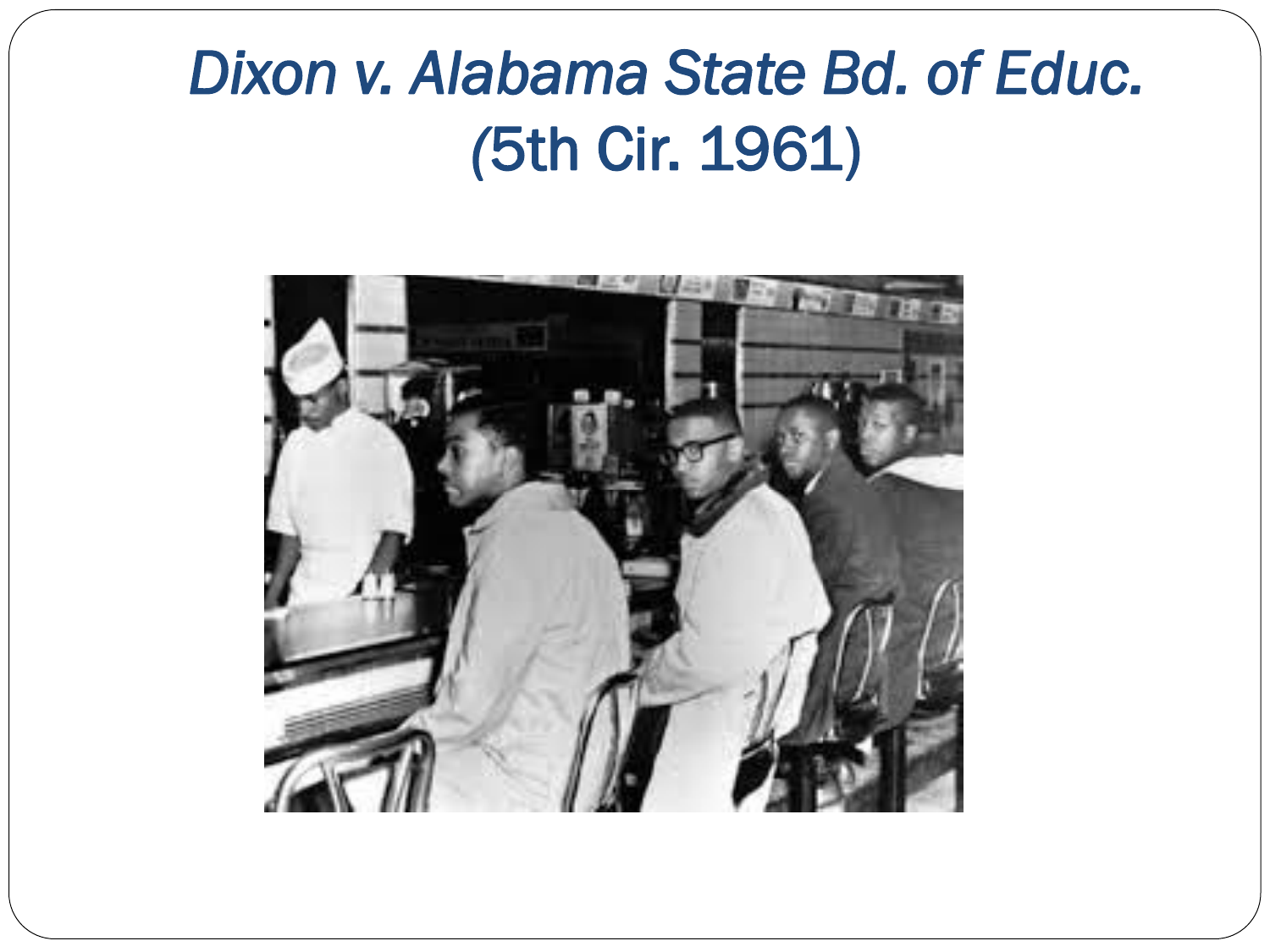# *Dixon v. Alabama State Bd. of Educ.* (5th Cir. 1961)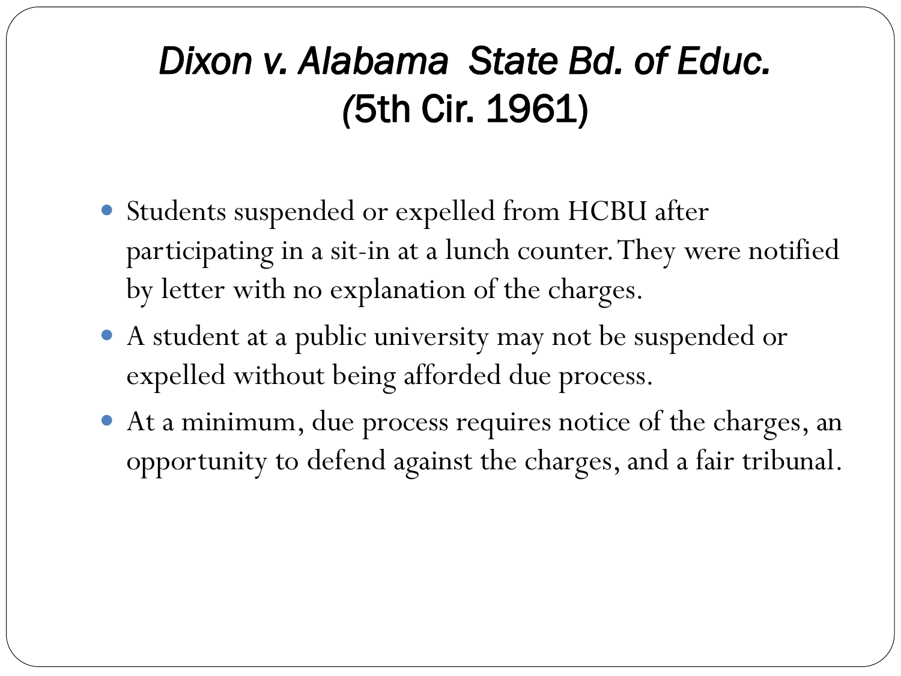# *Dixon v. Alabama State Bd. of Educ.* (5th Cir. 1961)

- Students suspended or expelled from HCBU after participating in a sit-in at a lunch counter. They were notified by letter with no explanation of the charges.
- A student at a public university may not be suspended or expelled without being afforded due process.
- At a minimum, due process requires notice of the charges, an opportunity to defend against the charges, and a fair tribunal.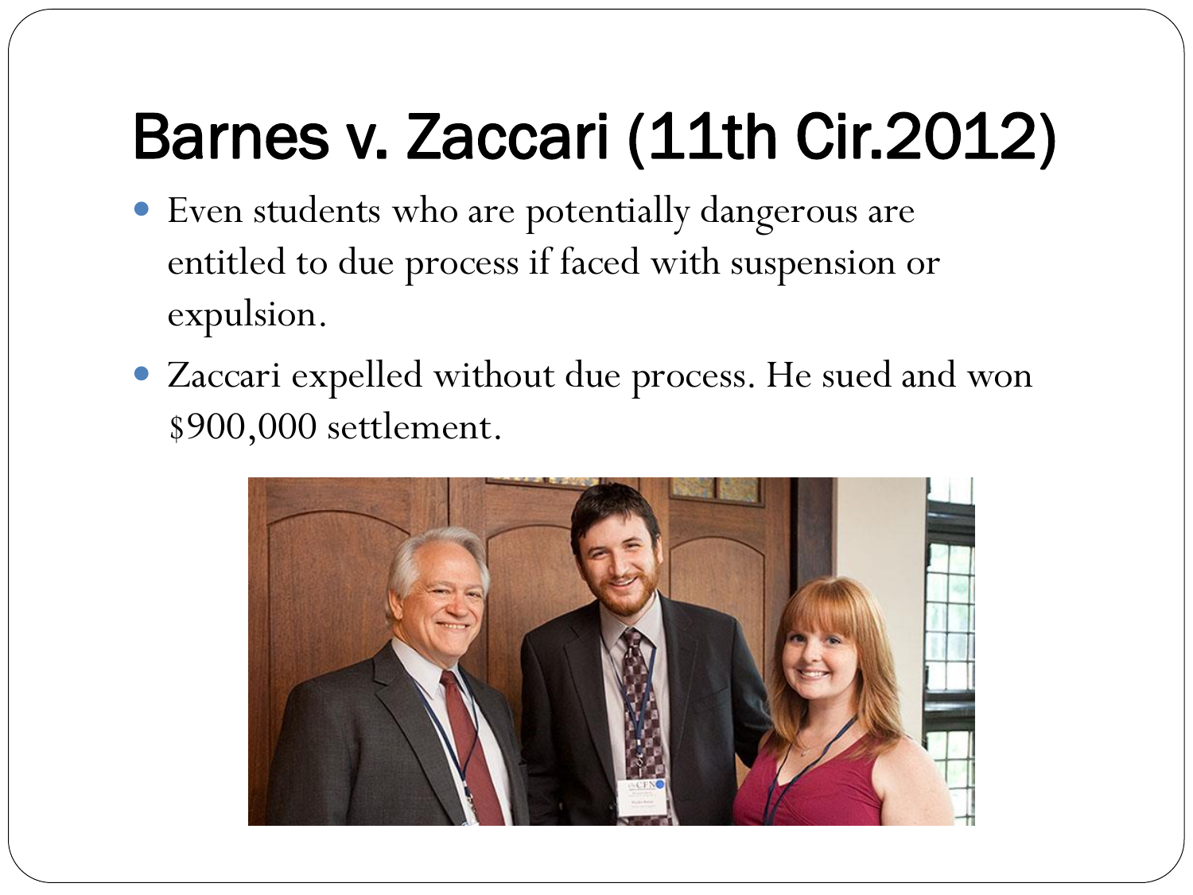# Barnes v. Zaccari (11th Cir.2012)

- Even students who are potentially dangerous are entitled to due process if faced with suspension or expulsion.
- Zaccari expelled without due process. He sued and won $900,000 settlement.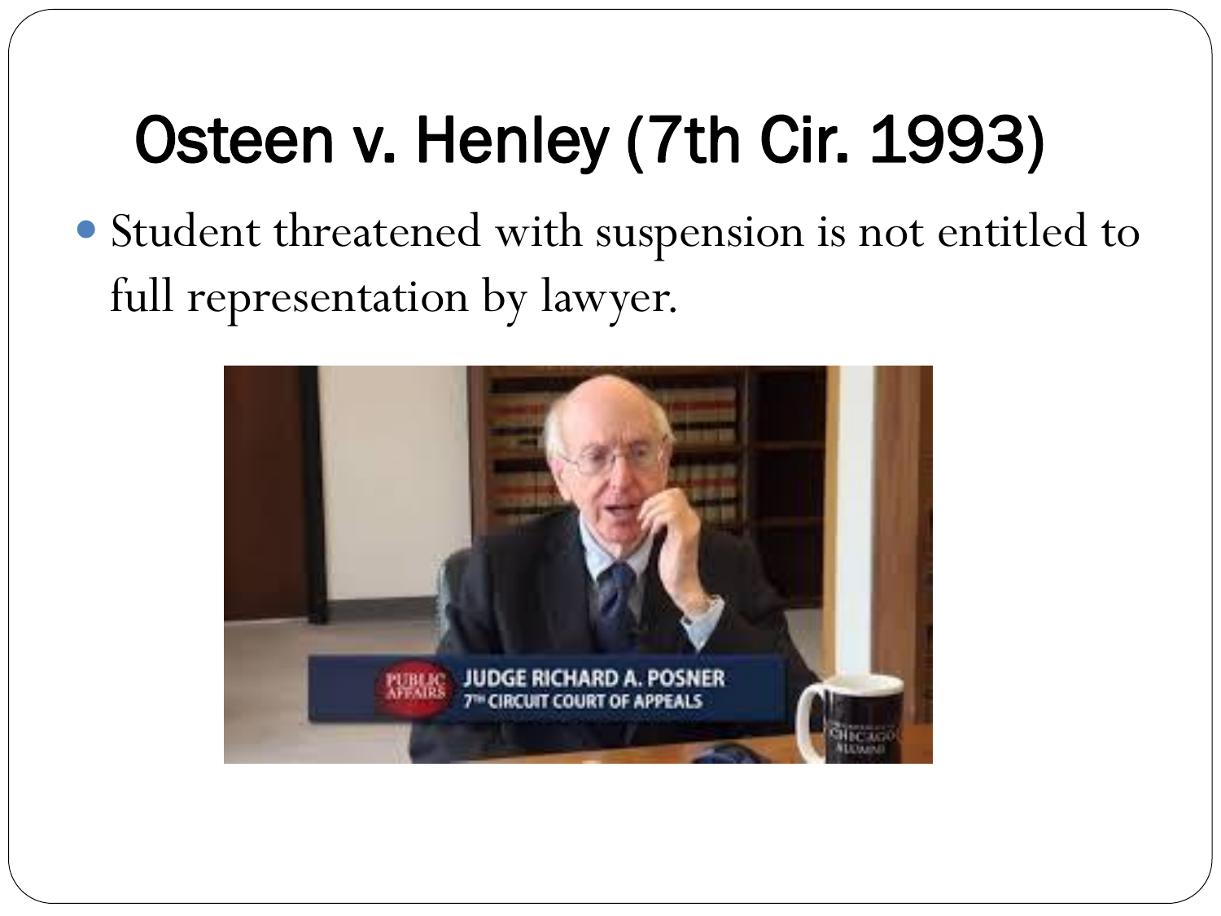# Osteen v. Henley (7th Cir. 1993)

- Student threatened with suspension is not entitled to full representation by lawyer.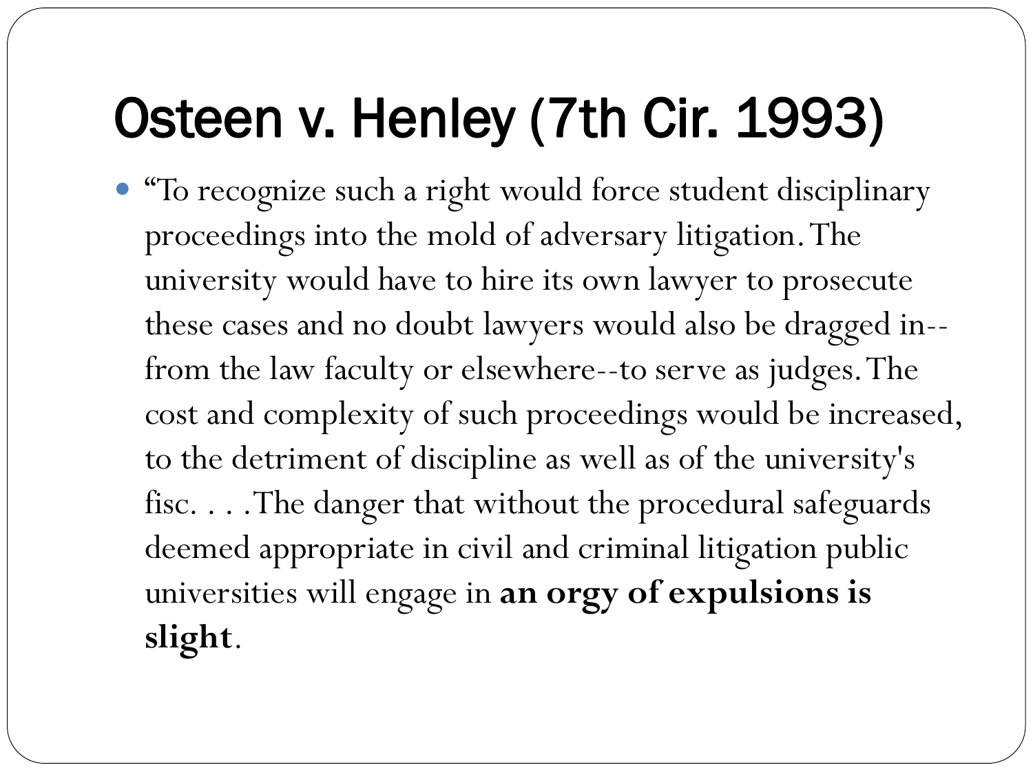# Osteen v. Henley (7th Cir. 1993)

- "To recognize such a right would force student disciplinary proceedings into the mold of adversary litigation. The university would have to hire its own lawyer to prosecute these cases and no doubt lawyers would also be dragged in--from the law faculty or elsewhere--to serve as judges. The cost and complexity of such proceedings would be increased, to the detriment of discipline as well as of the university's fisc. . . .The danger that without the procedural safeguards deemed appropriate in civil and criminal litigation public universities will engage in **an orgy of expulsions is slight**.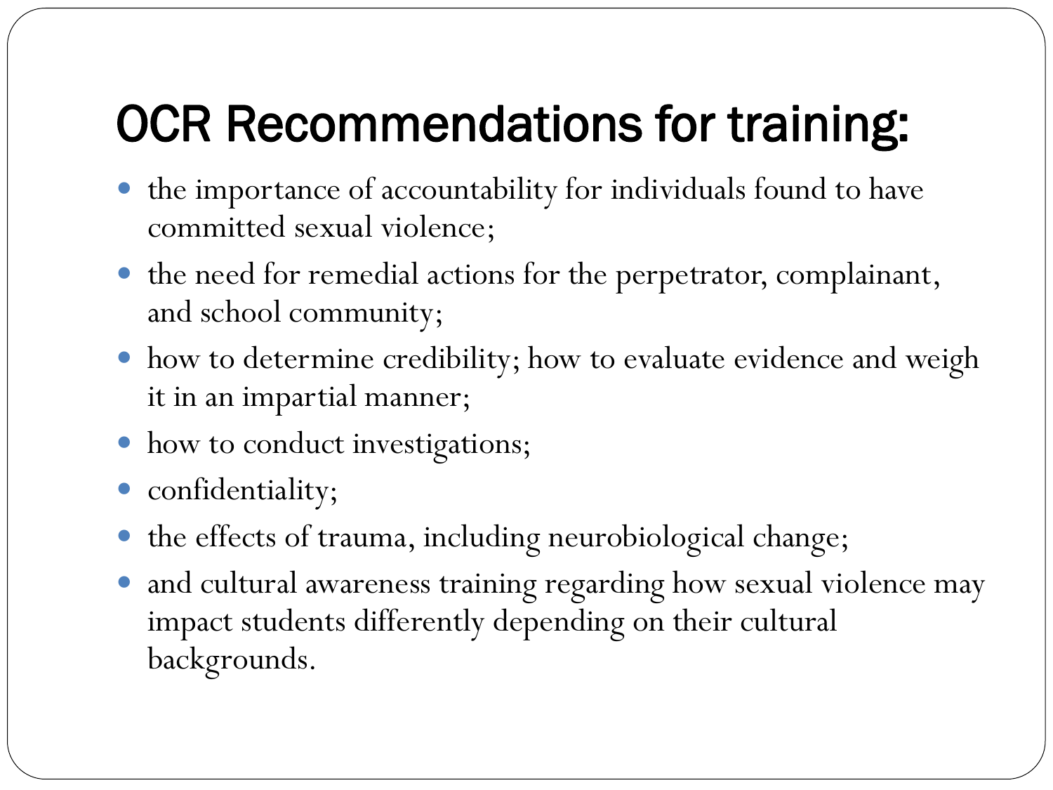# OCR Recommendations for training:

- the importance of accountability for individuals found to have committed sexual violence;
- the need for remedial actions for the perpetrator, complainant, and school community;
- how to determine credibility; how to evaluate evidence and weigh it in an impartial manner;
- how to conduct investigations;
- confidentiality;
- the effects of trauma, including neurobiological change;
- and cultural awareness training regarding how sexual violence may impact students differently depending on their cultural backgrounds.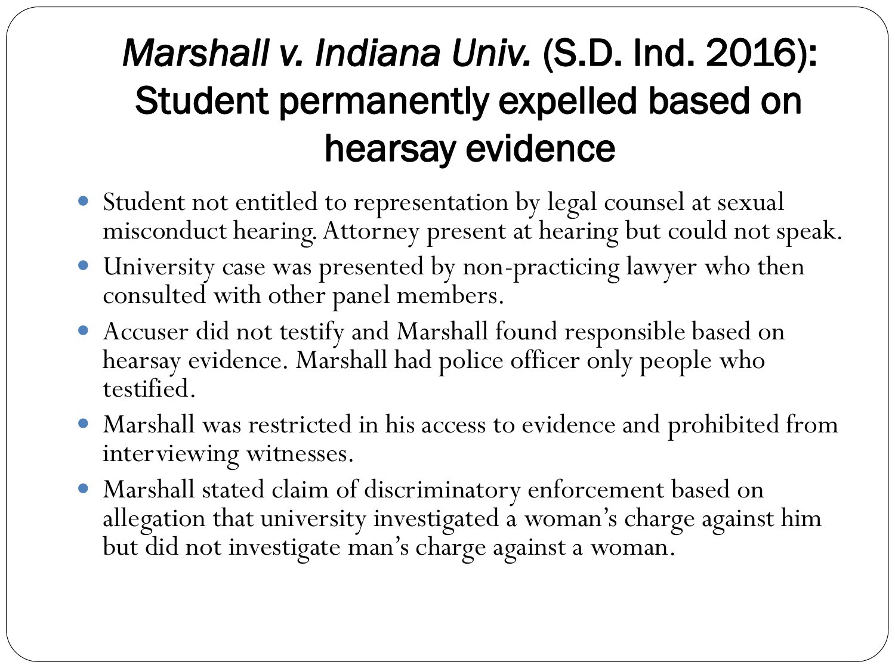# *Marshall v. Indiana Univ.* (S.D. Ind. 2016): Student permanently expelled based on hearsay evidence

- Student not entitled to representation by legal counsel at sexual misconduct hearing. Attorney present at hearing but could not speak.
- University case was presented by non-practicing lawyer who then consulted with other panel members.
- Accuser did not testify and Marshall found responsible based on hearsay evidence. Marshall had police officer only people who testified.
- Marshall was restricted in his access to evidence and prohibited from interviewing witnesses.
- Marshall stated claim of discriminatory enforcement based on allegation that university investigated a woman's charge against him but did not investigate man's charge against a woman.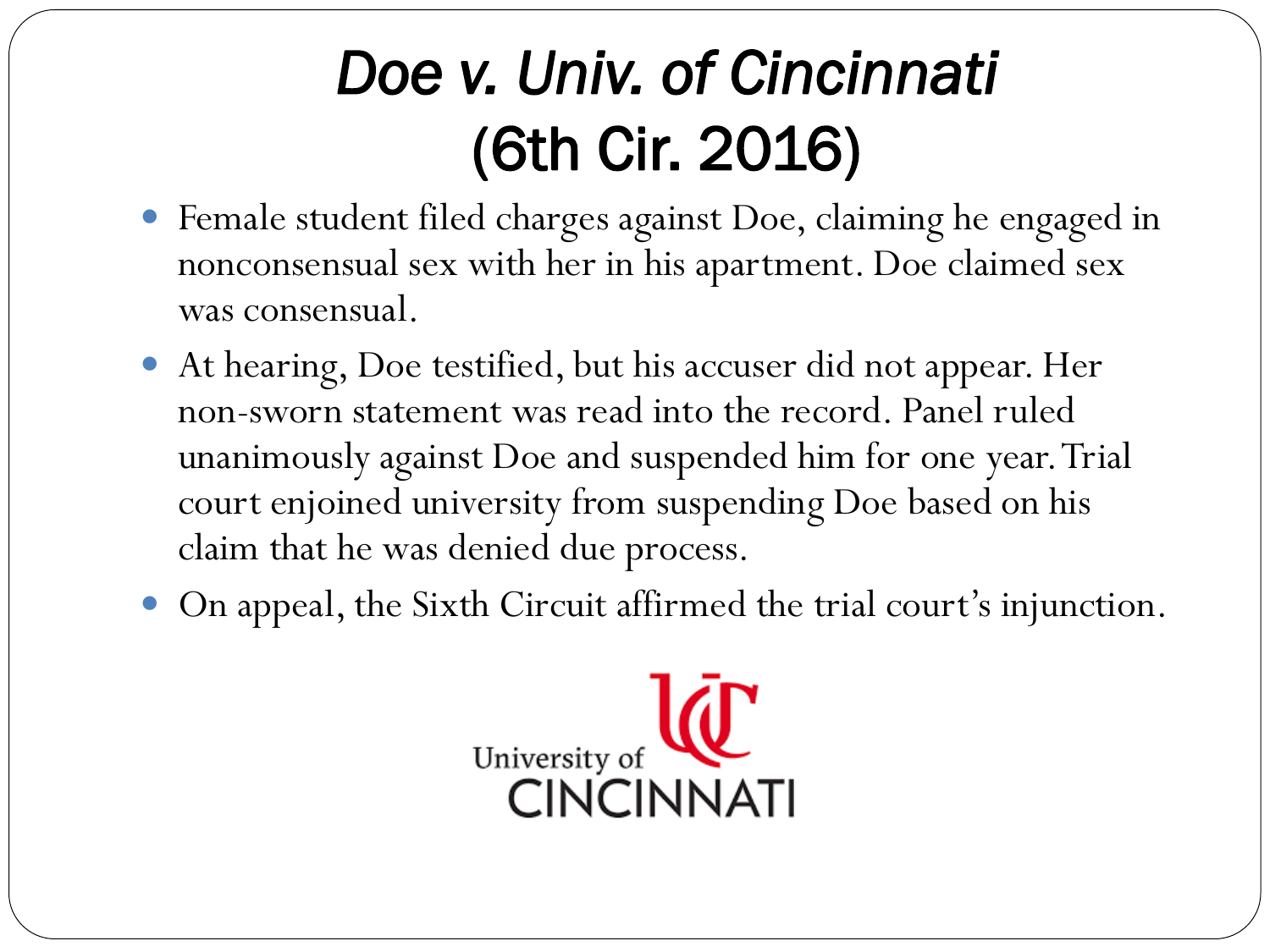# *Doe v. Univ. of Cincinnati* (6th Cir. 2016)

- Female student filed charges against Doe, claiming he engaged in nonconsensual sex with her in his apartment. Doe claimed sex was consensual.
- At hearing, Doe testified, but his accuser did not appear. Her non-sworn statement was read into the record. Panel ruled unanimously against Doe and suspended him for one year. Trial court enjoined university from suspending Doe based on his claim that he was denied due process.
- On appeal, the Sixth Circuit affirmed the trial court's injunction.

University of CINCINNATI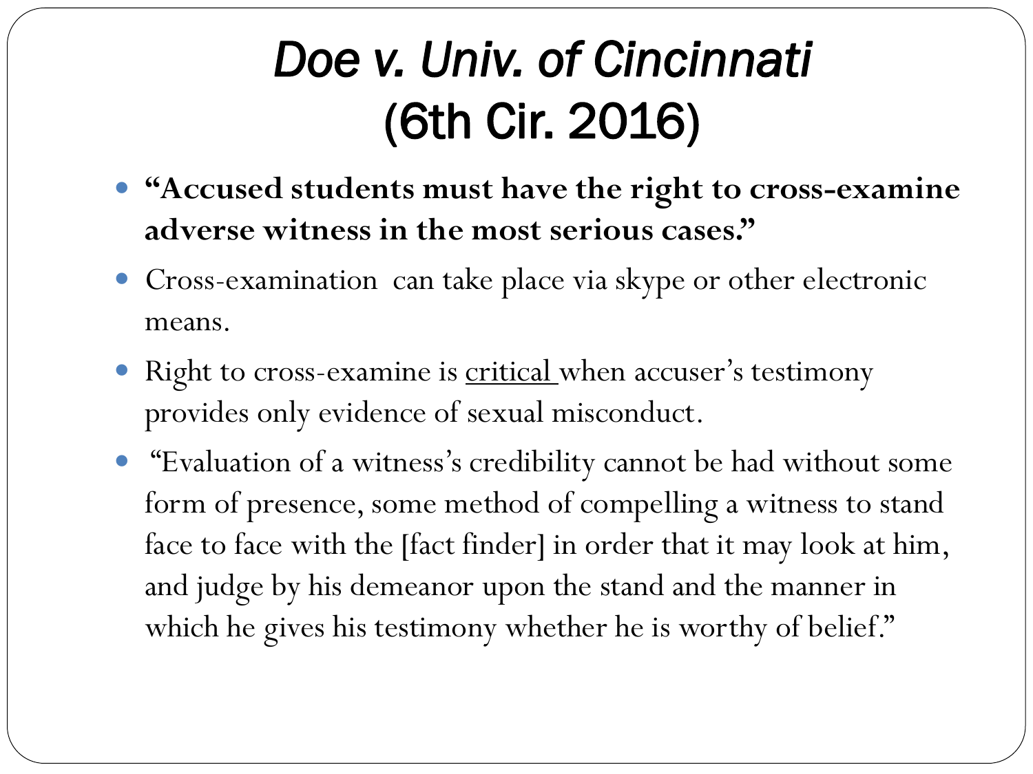# *Doe v. Univ. of Cincinnati* (6th Cir. 2016)

- **"Accused students must have the right to cross-examine adverse witness in the most serious cases."**
- Cross-examination can take place via skype or other electronic means.
- Right to cross-examine is <u>critical</u> when accuser's testimony provides only evidence of sexual misconduct.
- "Evaluation of a witness's credibility cannot be had without some form of presence, some method of compelling a witness to stand face to face with the [fact finder] in order that it may look at him, and judge by his demeanor upon the stand and the manner in which he gives his testimony whether he is worthy of belief."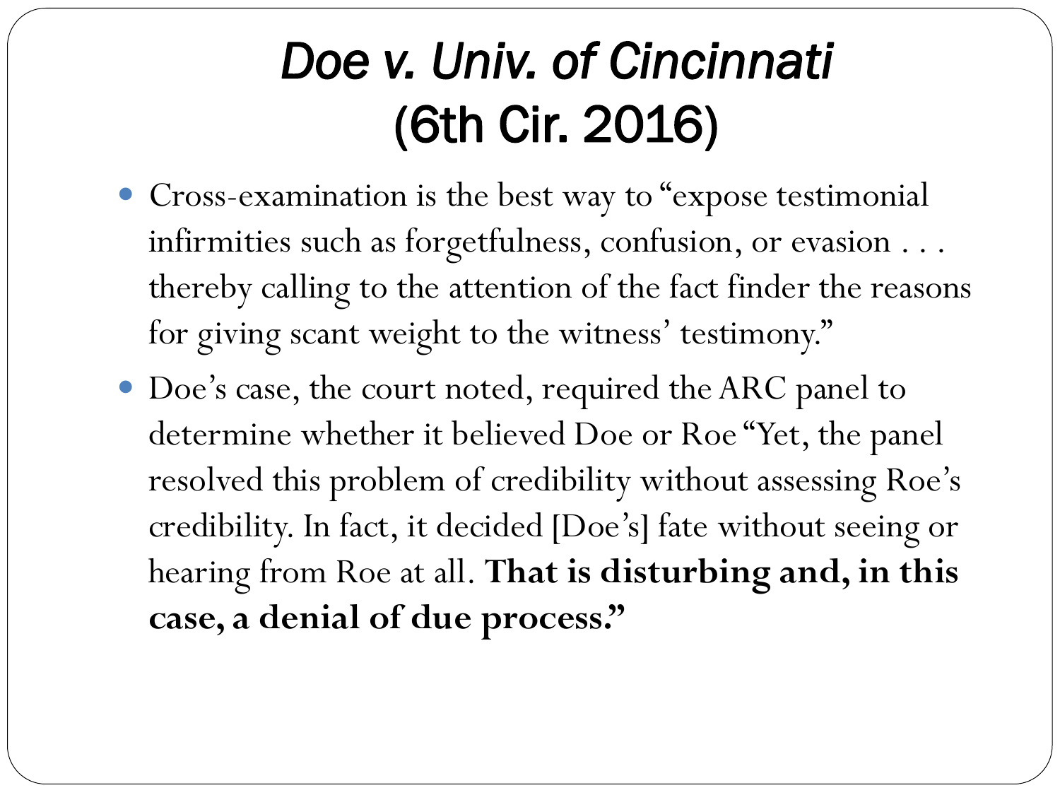# *Doe v. Univ. of Cincinnati* (6th Cir. 2016)

- Cross-examination is the best way to "expose testimonial infirmities such as forgetfulness, confusion, or evasion . . . thereby calling to the attention of the fact finder the reasons for giving scant weight to the witness' testimony."
- Doe's case, the court noted, required the ARC panel to determine whether it believed Doe or Roe "Yet, the panel resolved this problem of credibility without assessing Roe's credibility. In fact, it decided [Doe's] fate without seeing or hearing from Roe at all. **That is disturbing and, in this case, a denial of due process."**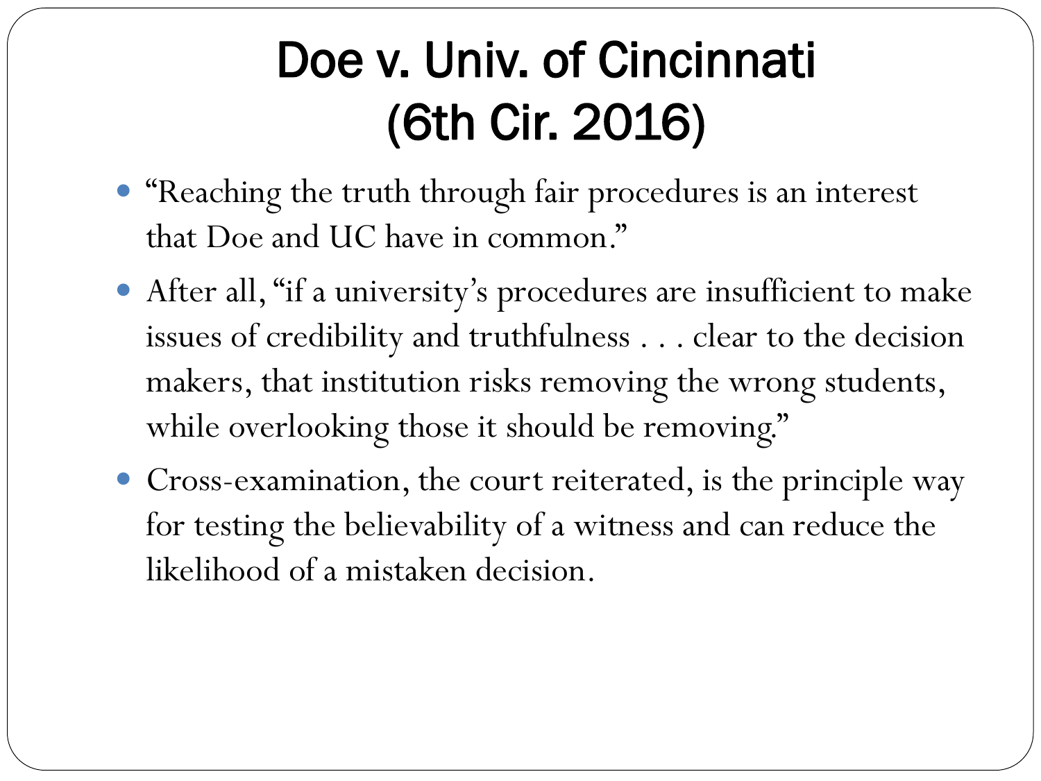# Doe v. Univ. of Cincinnati (6th Cir. 2016)

- "Reaching the truth through fair procedures is an interest that Doe and UC have in common."
- After all, "if a university's procedures are insufficient to make issues of credibility and truthfulness . . . clear to the decision makers, that institution risks removing the wrong students, while overlooking those it should be removing."
- Cross-examination, the court reiterated, is the principle way for testing the believability of a witness and can reduce the likelihood of a mistaken decision.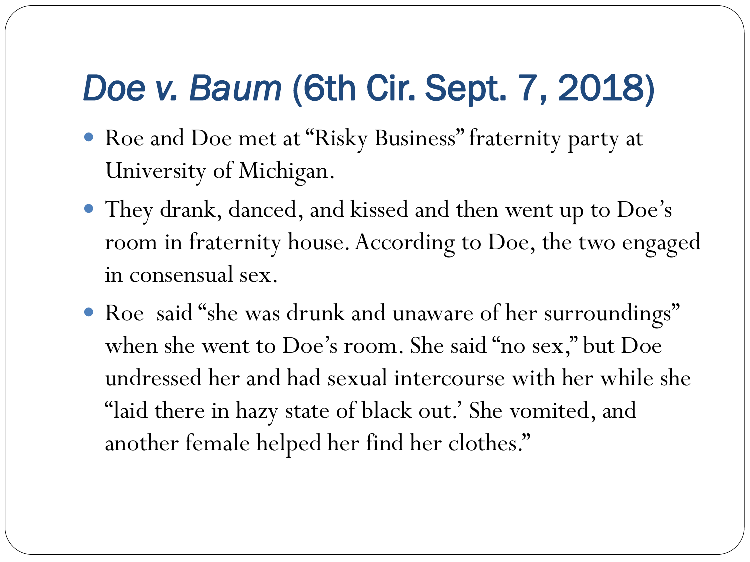# *Doe v. Baum* (6th Cir. Sept. 7, 2018)

- Roe and Doe met at "Risky Business" fraternity party at University of Michigan.
- They drank, danced, and kissed and then went up to Doe's room in fraternity house. According to Doe, the two engaged in consensual sex.
- Roe said "she was drunk and unaware of her surroundings" when she went to Doe's room. She said "no sex," but Doe undressed her and had sexual intercourse with her while she "laid there in hazy state of black out.' She vomited, and another female helped her find her clothes."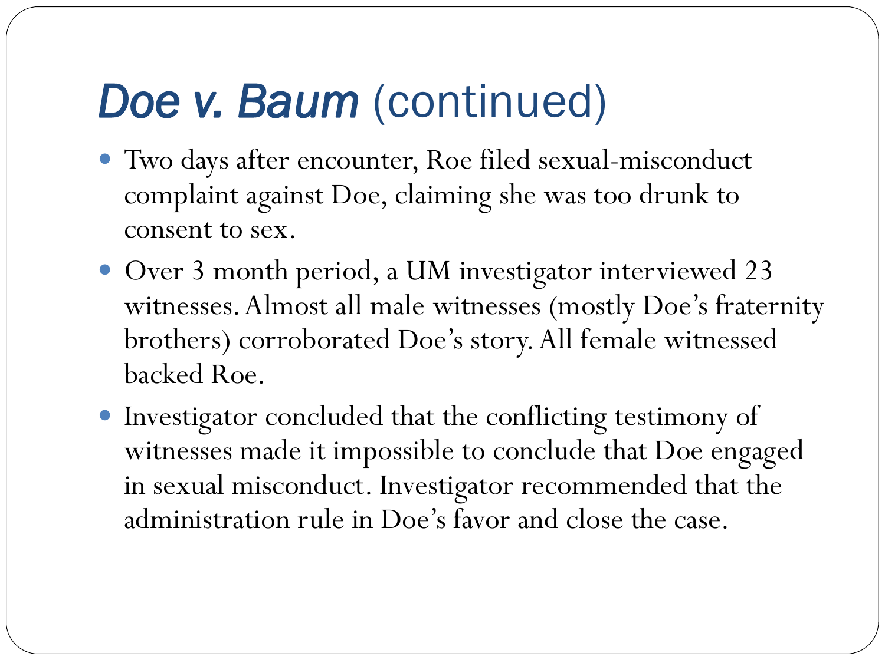# *Doe v. Baum* (continued)

- Two days after encounter, Roe filed sexual-misconduct complaint against Doe, claiming she was too drunk to consent to sex.
- Over 3 month period, a UM investigator interviewed 23 witnesses. Almost all male witnesses (mostly Doe's fraternity brothers) corroborated Doe's story. All female witnessed backed Roe.
- Investigator concluded that the conflicting testimony of witnesses made it impossible to conclude that Doe engaged in sexual misconduct. Investigator recommended that the administration rule in Doe's favor and close the case.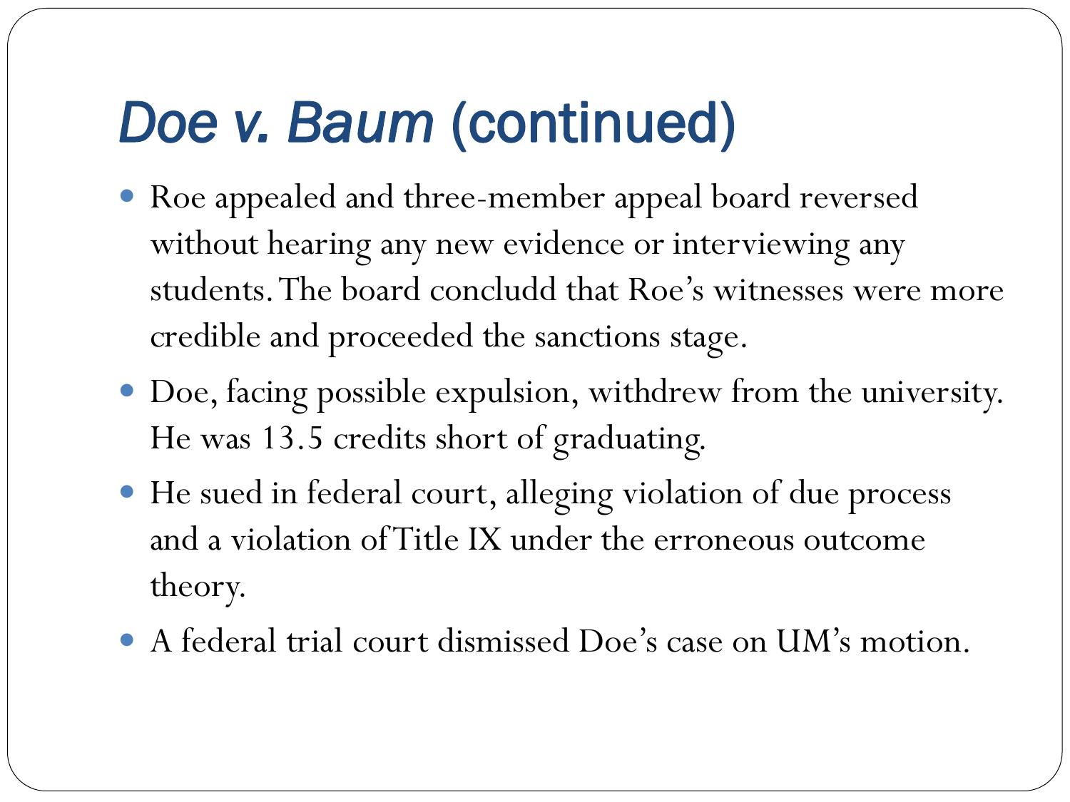# *Doe v. Baum* (continued)

- Roe appealed and three-member appeal board reversed without hearing any new evidence or interviewing any students. The board concludd that Roe's witnesses were more credible and proceeded the sanctions stage.
- Doe, facing possible expulsion, withdrew from the university. He was 13.5 credits short of graduating.
- He sued in federal court, alleging violation of due process and a violation of Title IX under the erroneous outcome theory.
- A federal trial court dismissed Doe's case on UM's motion.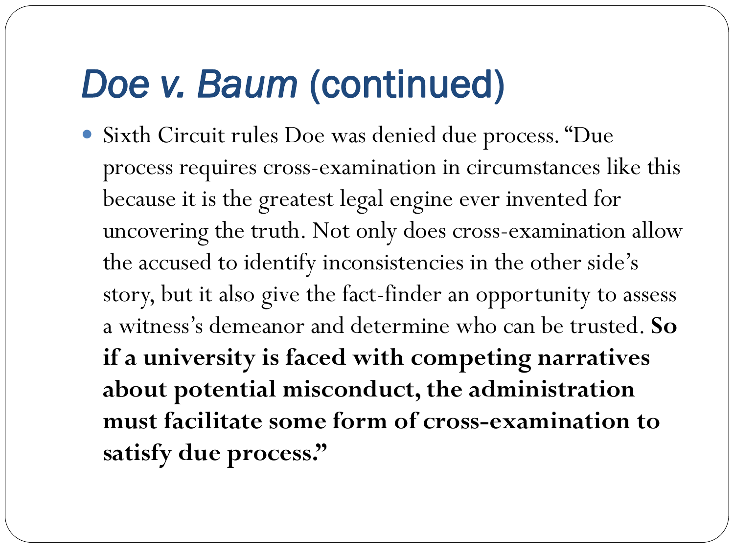# *Doe v. Baum* (continued)

- Sixth Circuit rules Doe was denied due process. "Due process requires cross-examination in circumstances like this because it is the greatest legal engine ever invented for uncovering the truth. Not only does cross-examination allow the accused to identify inconsistencies in the other side's story, but it also give the fact-finder an opportunity to assess a witness's demeanor and determine who can be trusted. **So if a university is faced with competing narratives about potential misconduct, the administration must facilitate some form of cross-examination to satisfy due process."**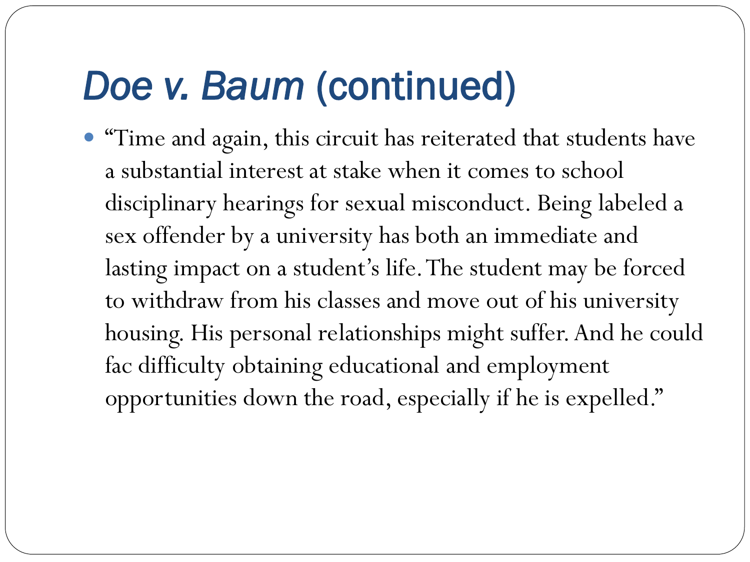# *Doe v. Baum* (continued)

- "Time and again, this circuit has reiterated that students have a substantial interest at stake when it comes to school disciplinary hearings for sexual misconduct. Being labeled a sex offender by a university has both an immediate and lasting impact on a student's life. The student may be forced to withdraw from his classes and move out of his university housing. His personal relationships might suffer. And he could fac difficulty obtaining educational and employment opportunities down the road, especially if he is expelled."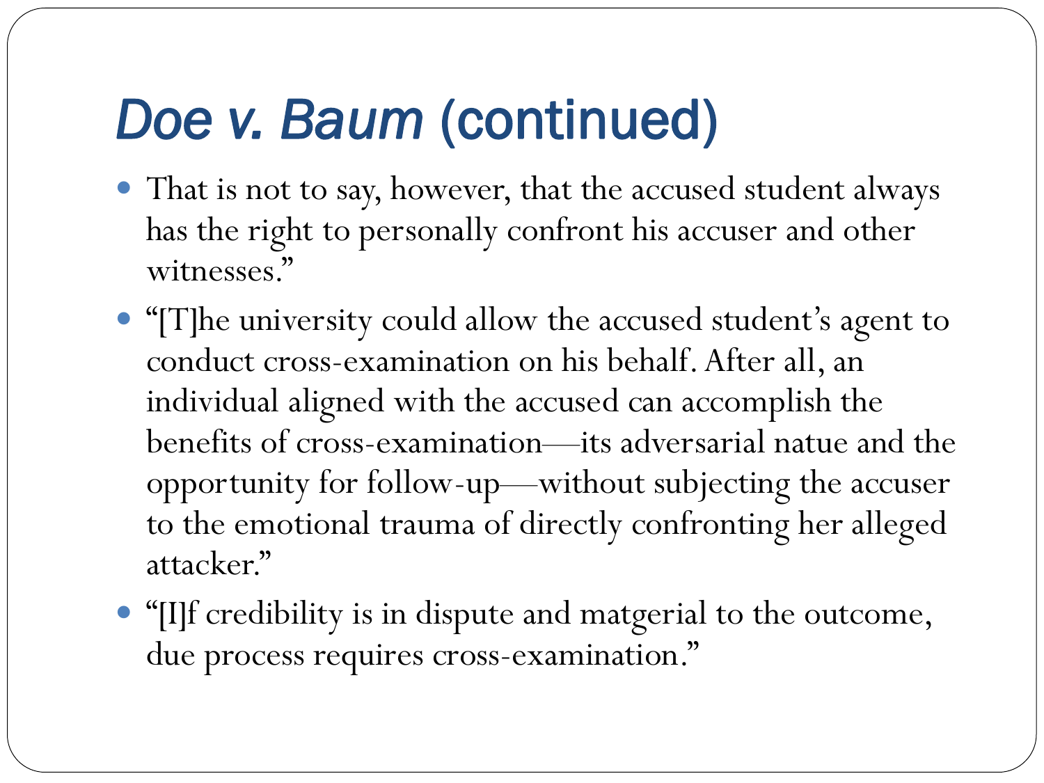# *Doe v. Baum* (continued)

- That is not to say, however, that the accused student always has the right to personally confront his accuser and other witnesses."
- "[T]he university could allow the accused student's agent to conduct cross-examination on his behalf. After all, an individual aligned with the accused can accomplish the benefits of cross-examination—its adversarial natue and the opportunity for follow-up—without subjecting the accuser to the emotional trauma of directly confronting her alleged attacker."
- "[I]f credibility is in dispute and matgerial to the outcome, due process requires cross-examination."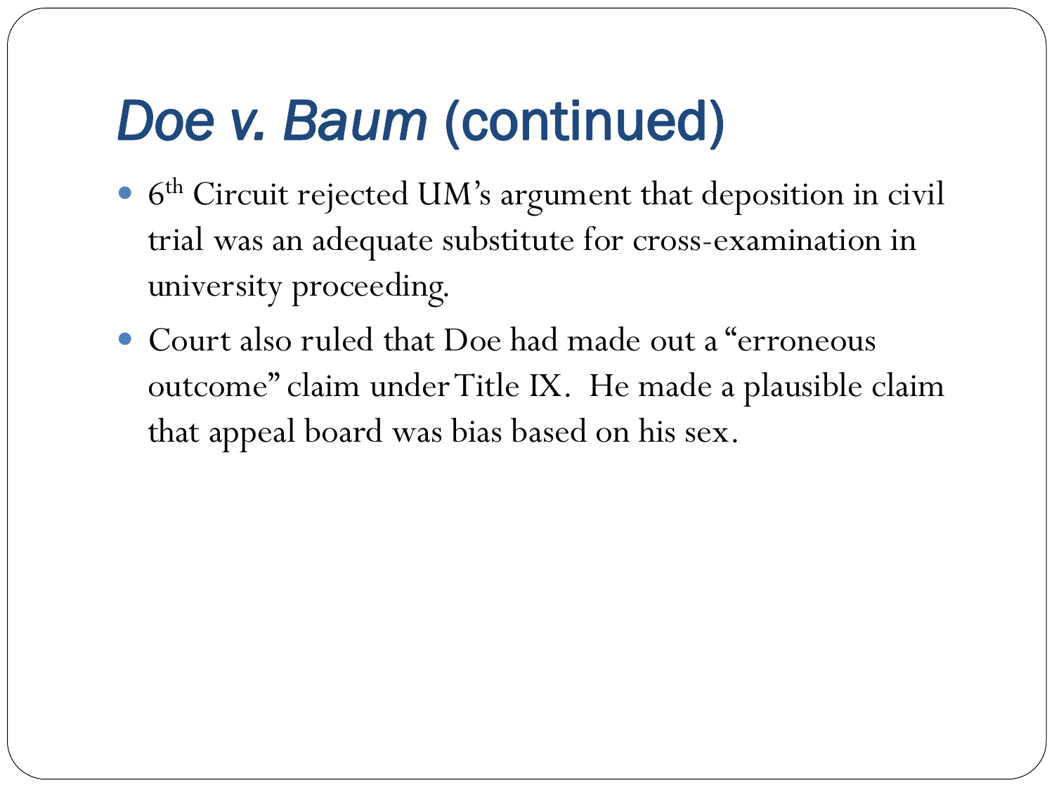# *Doe v. Baum* (continued)

- 6th Circuit rejected UM's argument that deposition in civil trial was an adequate substitute for cross-examination in university proceeding.
- Court also ruled that Doe had made out a "erroneous outcome" claim under Title IX. He made a plausible claim that appeal board was bias based on his sex.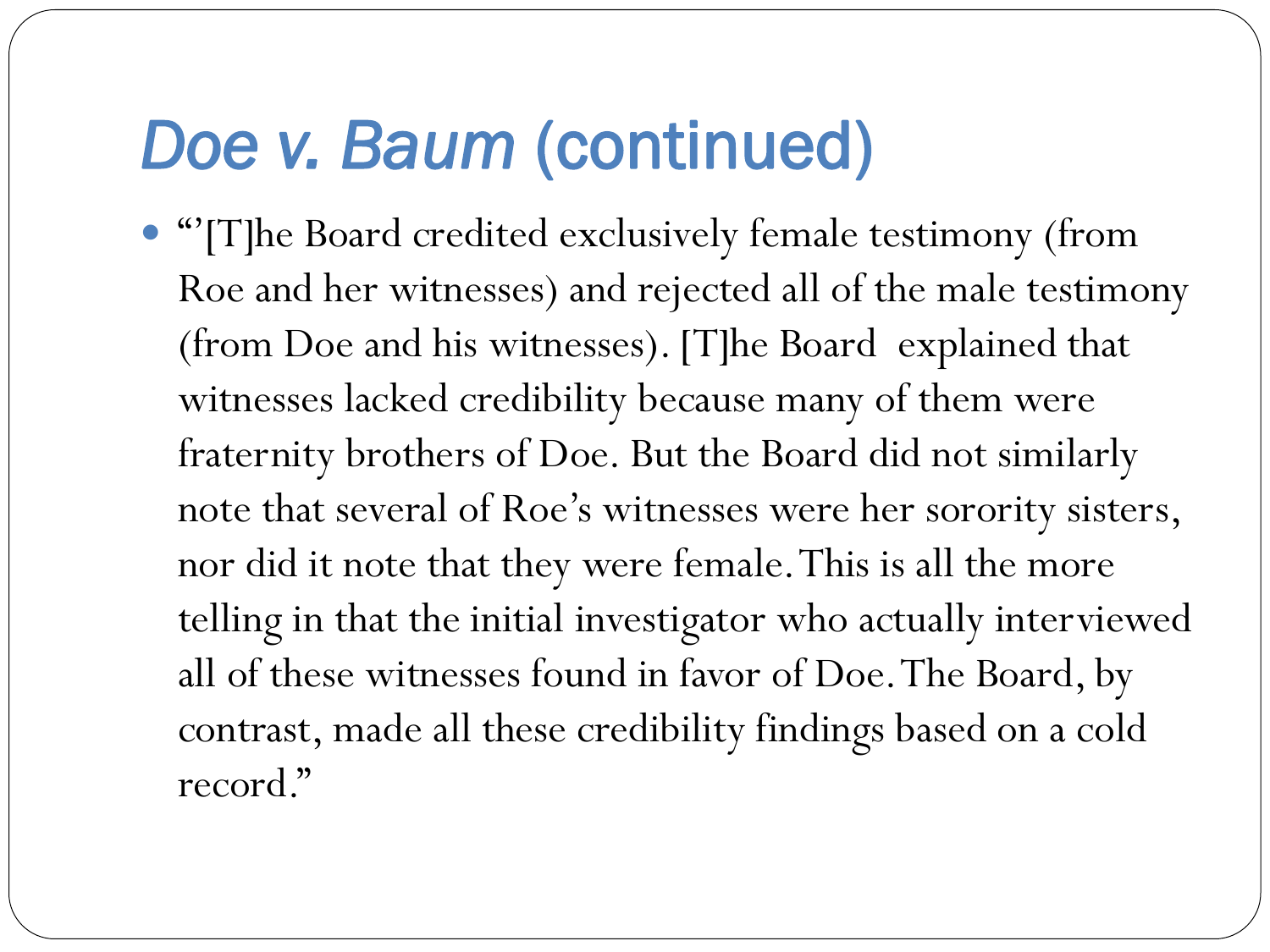# *Doe v. Baum* (continued)

- "'[T]he Board credited exclusively female testimony (from Roe and her witnesses) and rejected all of the male testimony (from Doe and his witnesses). [T]he Board explained that witnesses lacked credibility because many of them were fraternity brothers of Doe. But the Board did not similarly note that several of Roe's witnesses were her sorority sisters, nor did it note that they were female. This is all the more telling in that the initial investigator who actually interviewed all of these witnesses found in favor of Doe. The Board, by contrast, made all these credibility findings based on a cold record."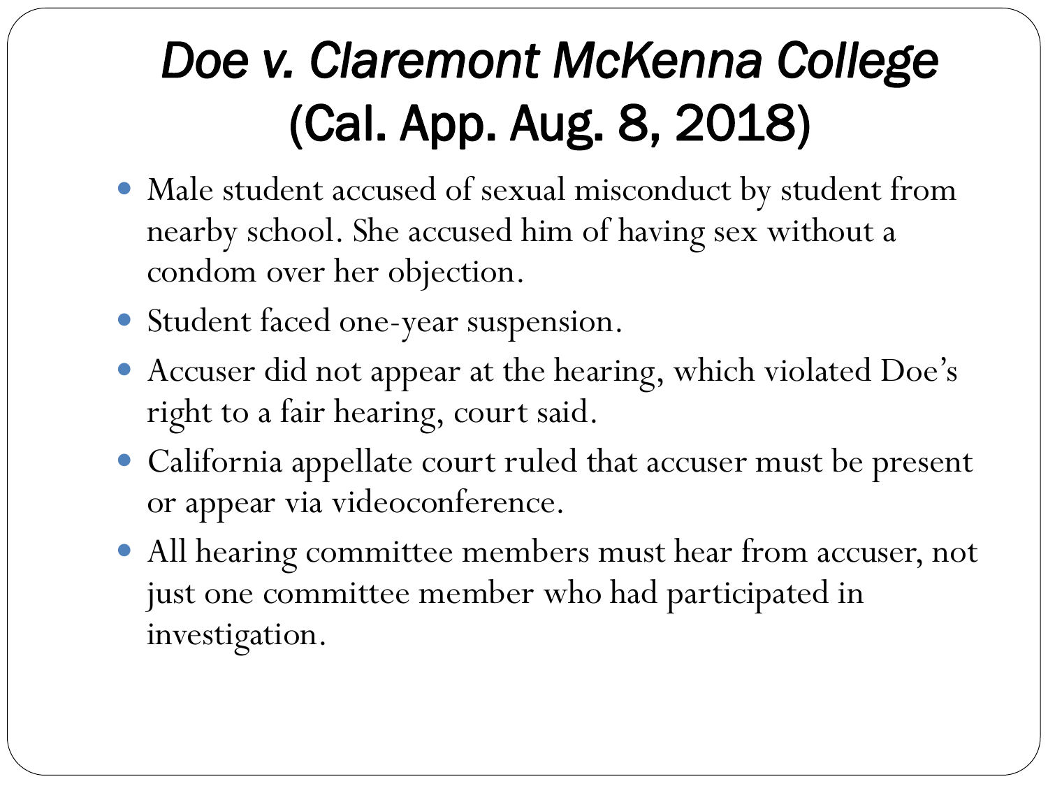# *Doe v. Claremont McKenna College* (Cal. App. Aug. 8, 2018)

- Male student accused of sexual misconduct by student from nearby school. She accused him of having sex without a condom over her objection.
- Student faced one-year suspension.
- Accuser did not appear at the hearing, which violated Doe's right to a fair hearing, court said.
- California appellate court ruled that accuser must be present or appear via videoconference.
- All hearing committee members must hear from accuser, not just one committee member who had participated in investigation.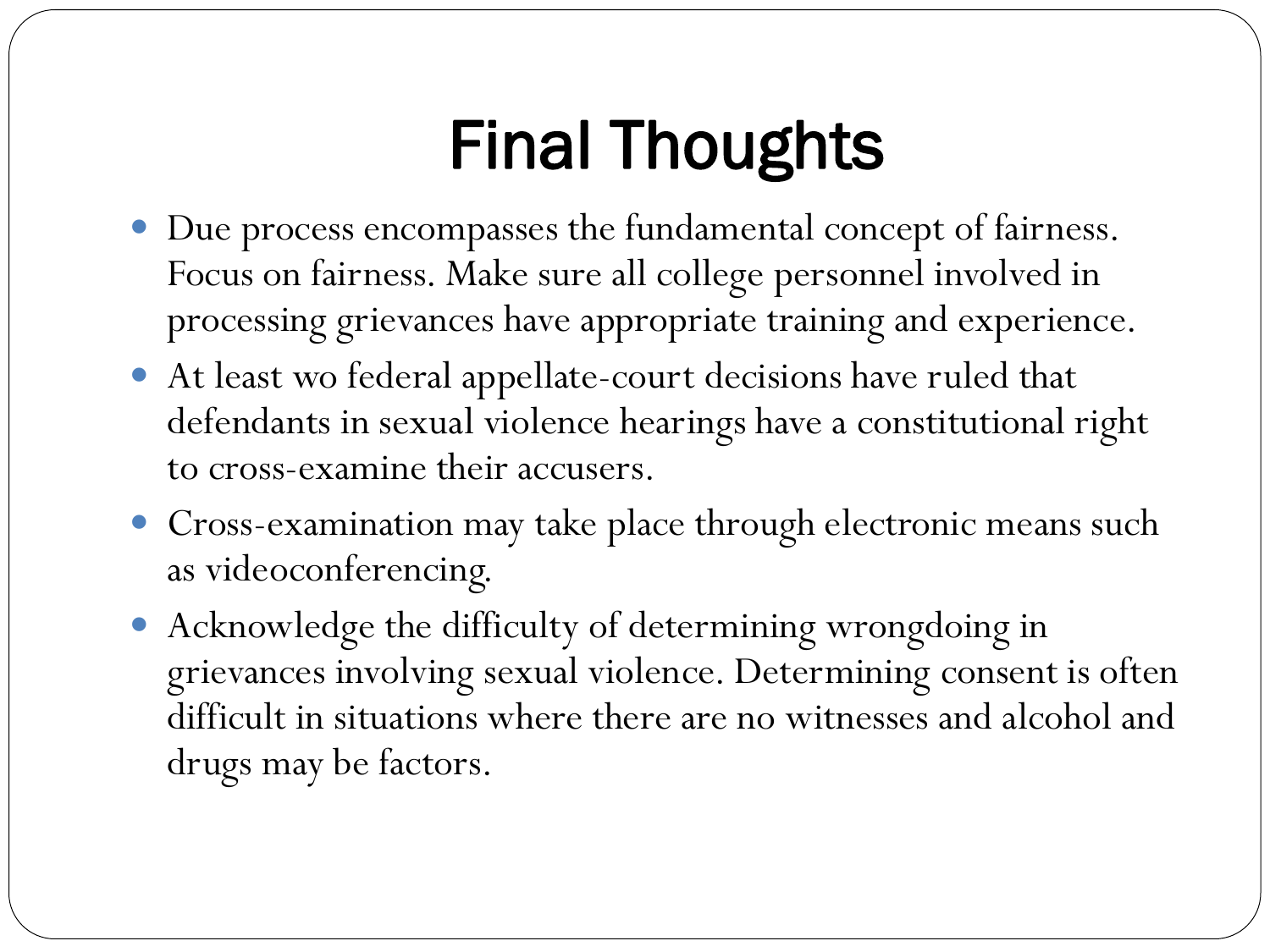# Final Thoughts

- Due process encompasses the fundamental concept of fairness. Focus on fairness. Make sure all college personnel involved in processing grievances have appropriate training and experience.
- At least wo federal appellate-court decisions have ruled that defendants in sexual violence hearings have a constitutional right to cross-examine their accusers.
- Cross-examination may take place through electronic means such as videoconferencing.
- Acknowledge the difficulty of determining wrongdoing in grievances involving sexual violence. Determining consent is often difficult in situations where there are no witnesses and alcohol and drugs may be factors.